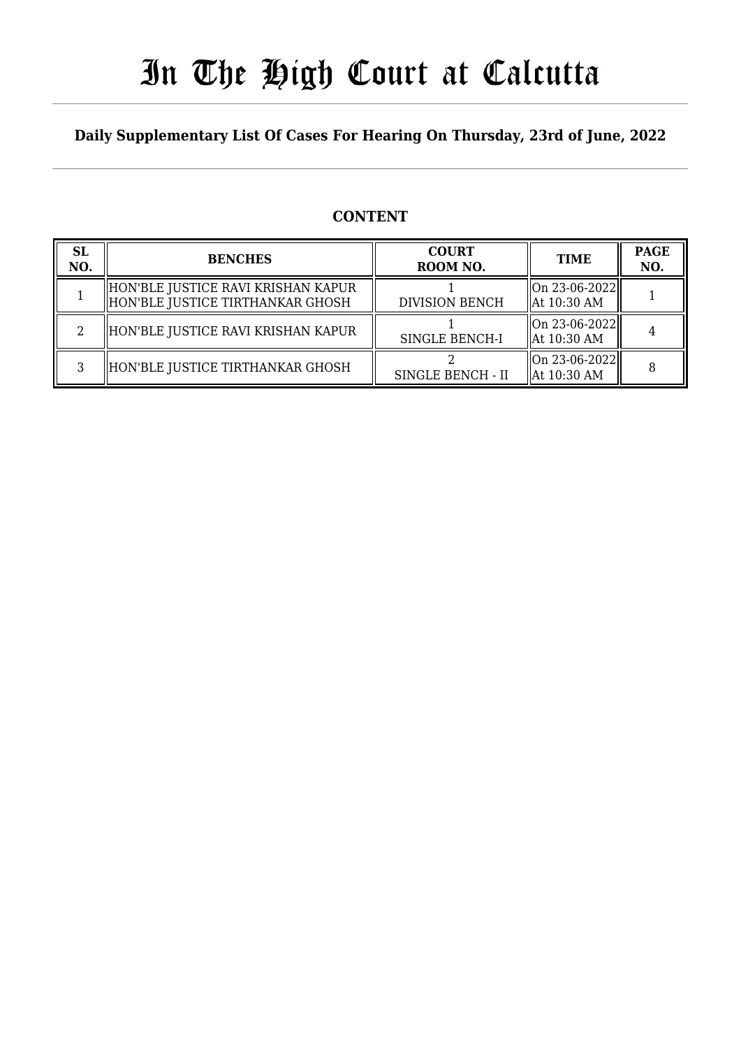# In The High Court at Calcutta

**Daily Supplementary List Of Cases For Hearing On Thursday, 23rd of June, 2022**

## CONTENT

| SL NO. | BENCHES | COURT ROOM NO. | TIME | PAGE NO. |
|---|---|---|---|---|
| 1 | HON'BLE JUSTICE RAVI KRISHAN KAPUR<br>HON'BLE JUSTICE TIRTHANKAR GHOSH | 1<br>DIVISION BENCH | On 23-06-2022<br>At 10:30 AM | 1 |
| 2 | HON'BLE JUSTICE RAVI KRISHAN KAPUR | 1<br>SINGLE BENCH-I | On 23-06-2022<br>At 10:30 AM | 4 |
| 3 | HON'BLE JUSTICE TIRTHANKAR GHOSH | 2<br>SINGLE BENCH - II | On 23-06-2022<br>At 10:30 AM | 8 |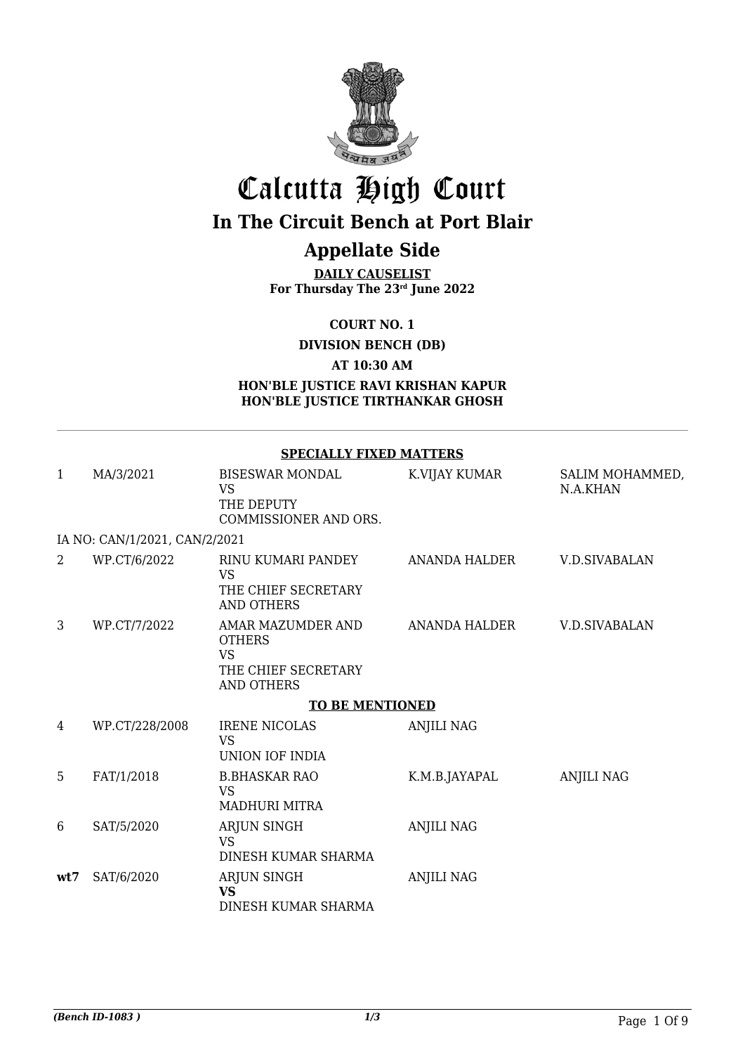# Calcutta High Court

## In The Circuit Bench at Port Blair

## Appellate Side

**DAILY CAUSELIST**
**For Thursday The 23rd June 2022**

**COURT NO. 1**

**DIVISION BENCH (DB)**

**AT 10:30 AM**

**HON'BLE JUSTICE RAVI KRISHAN KAPUR**
**HON'BLE JUSTICE TIRTHANKAR GHOSH**

**SPECIALLY FIXED MATTERS**

| | | | | |
|---|---|---|---|---|
| 1 | MA/3/2021 | BISESWAR MONDAL VS THE DEPUTY COMMISSIONER AND ORS. | K.VIJAY KUMAR | SALIM MOHAMMED, N.A.KHAN |
| IA NO: CAN/1/2021, CAN/2/2021 | | | | |
| 2 | WP.CT/6/2022 | RINU KUMARI PANDEY VS THE CHIEF SECRETARY AND OTHERS | ANANDA HALDER | V.D.SIVABALAN |
| 3 | WP.CT/7/2022 | AMAR MAZUMDER AND OTHERS VS THE CHIEF SECRETARY AND OTHERS | ANANDA HALDER | V.D.SIVABALAN |

**TO BE MENTIONED**

| | | | | |
|---|---|---|---|---|
| 4 | WP.CT/228/2008 | IRENE NICOLAS VS UNION IOF INDIA | ANJILI NAG | |
| 5 | FAT/1/2018 | B.BHASKAR RAO VS MADHURI MITRA | K.M.B.JAYAPAL | ANJILI NAG |
| 6 | SAT/5/2020 | ARJUN SINGH VS DINESH KUMAR SHARMA | ANJILI NAG | |
| **wt7** | SAT/6/2020 | ARJUN SINGH **VS** DINESH KUMAR SHARMA | ANJILI NAG | |

*(Bench ID-1083 )*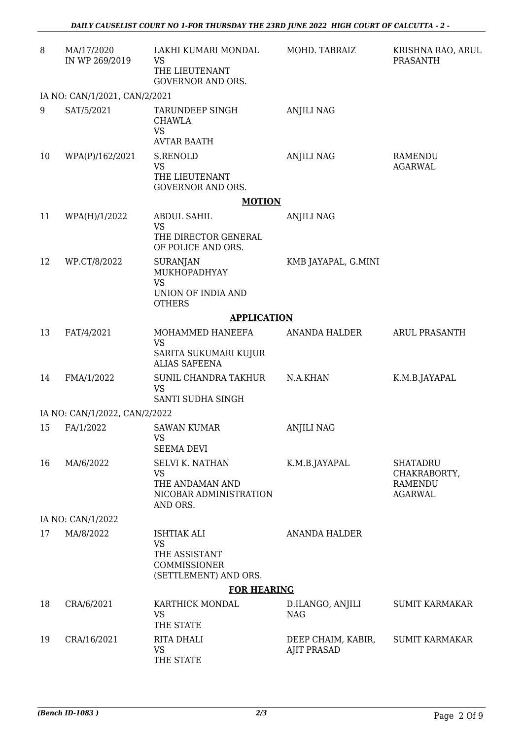| | | | | |
|---|---|---|---|---|
| 8 | MA/17/2020 IN WP 269/2019 | LAKHI KUMARI MONDAL VS THE LIEUTENANT GOVERNOR AND ORS. | MOHD. TABRAIZ | KRISHNA RAO, ARUL PRASANTH |
| | IA NO: CAN/1/2021, CAN/2/2021 | | | |
| 9 | SAT/5/2021 | TARUNDEEP SINGH CHAWLA VS AVTAR BAATH | ANJILI NAG | |
| 10 | WPA(P)/162/2021 | S.RENOLD VS THE LIEUTENANT GOVERNOR AND ORS. | ANJILI NAG | RAMENDU AGARWAL |

**MOTION**

| | | | | |
|---|---|---|---|---|
| 11 | WPA(H)/1/2022 | ABDUL SAHIL VS THE DIRECTOR GENERAL OF POLICE AND ORS. | ANJILI NAG | |
| 12 | WP.CT/8/2022 | SURANJAN MUKHOPADHYAY VS UNION OF INDIA AND OTHERS | KMB JAYAPAL, G.MINI | |

**APPLICATION**

| | | | | |
|---|---|---|---|---|
| 13 | FAT/4/2021 | MOHAMMED HANEEFA VS SARITA SUKUMARI KUJUR ALIAS SAFEENA | ANANDA HALDER | ARUL PRASANTH |
| 14 | FMA/1/2022 | SUNIL CHANDRA TAKHUR VS SANTI SUDHA SINGH | N.A.KHAN | K.M.B.JAYAPAL |
| | IA NO: CAN/1/2022, CAN/2/2022 | | | |
| 15 | FA/1/2022 | SAWAN KUMAR VS SEEMA DEVI | ANJILI NAG | |
| 16 | MA/6/2022 | SELVI K. NATHAN VS THE ANDAMAN AND NICOBAR ADMINISTRATION AND ORS. | K.M.B.JAYAPAL | SHATADRU CHAKRABORTY, RAMENDU AGARWAL |
| | IA NO: CAN/1/2022 | | | |
| 17 | MA/8/2022 | ISHTIAK ALI VS THE ASSISTANT COMMISSIONER (SETTLEMENT) AND ORS. | ANANDA HALDER | |

**FOR HEARING**

| | | | | |
|---|---|---|---|---|
| 18 | CRA/6/2021 | KARTHICK MONDAL VS THE STATE | D.ILANGO, ANJILI NAG | SUMIT KARMAKAR |
| 19 | CRA/16/2021 | RITA DHALI VS THE STATE | DEEP CHAIM, KABIR, AJIT PRASAD | SUMIT KARMAKAR |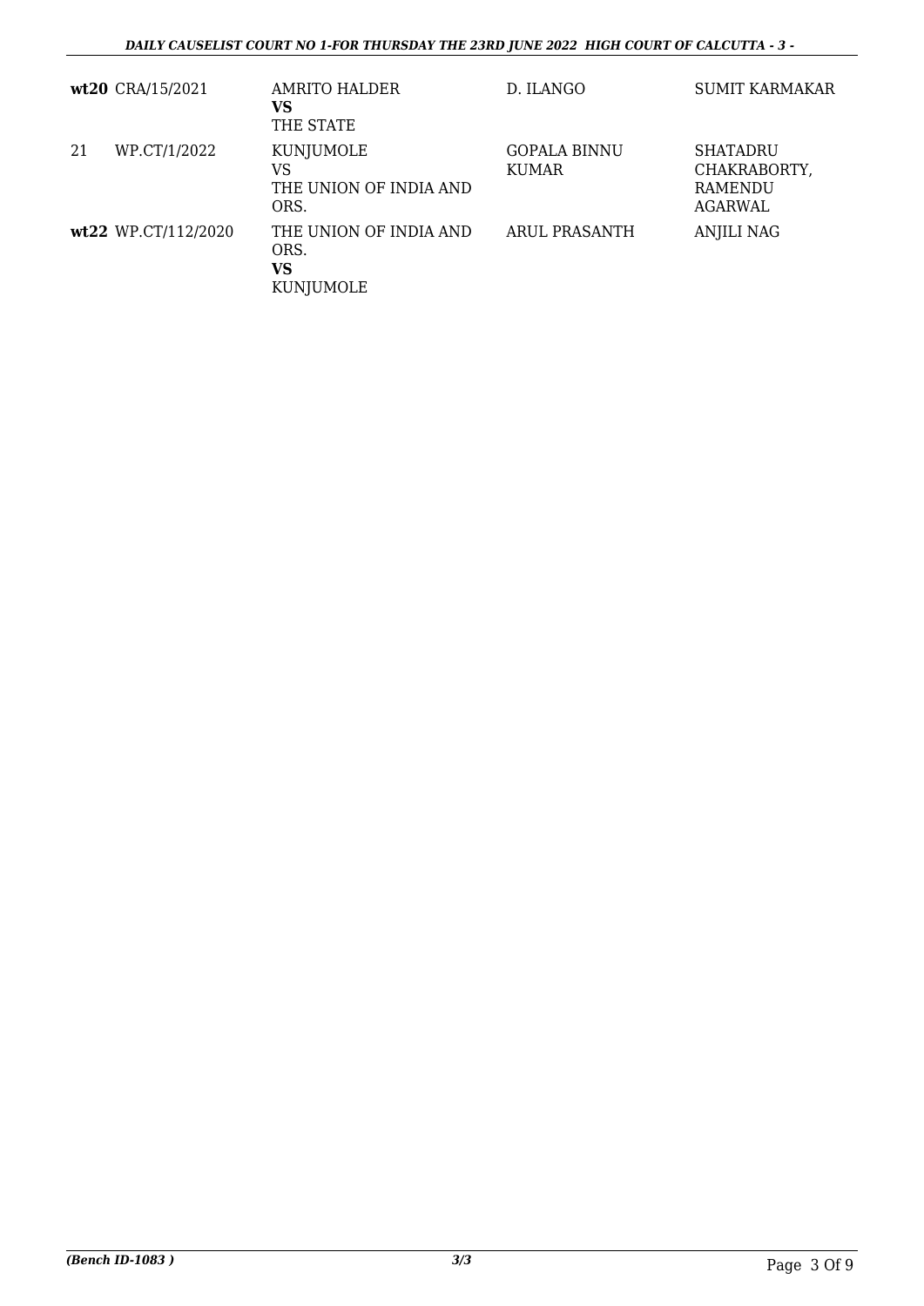| | | | | |
|---|---|---|---|---|
| **wt20** | CRA/15/2021 | AMRITO HALDER<br>**VS**<br>THE STATE | D. ILANGO | SUMIT KARMAKAR |
| 21 | WP.CT/1/2022 | KUNJUMOLE<br>VS<br>THE UNION OF INDIA AND ORS. | GOPALA BINNU KUMAR | SHATADRU CHAKRABORTY, RAMENDU AGARWAL |
| **wt22** | WP.CT/112/2020 | THE UNION OF INDIA AND ORS.<br>**VS**<br>KUNJUMOLE | ARUL PRASANTH | ANJILI NAG |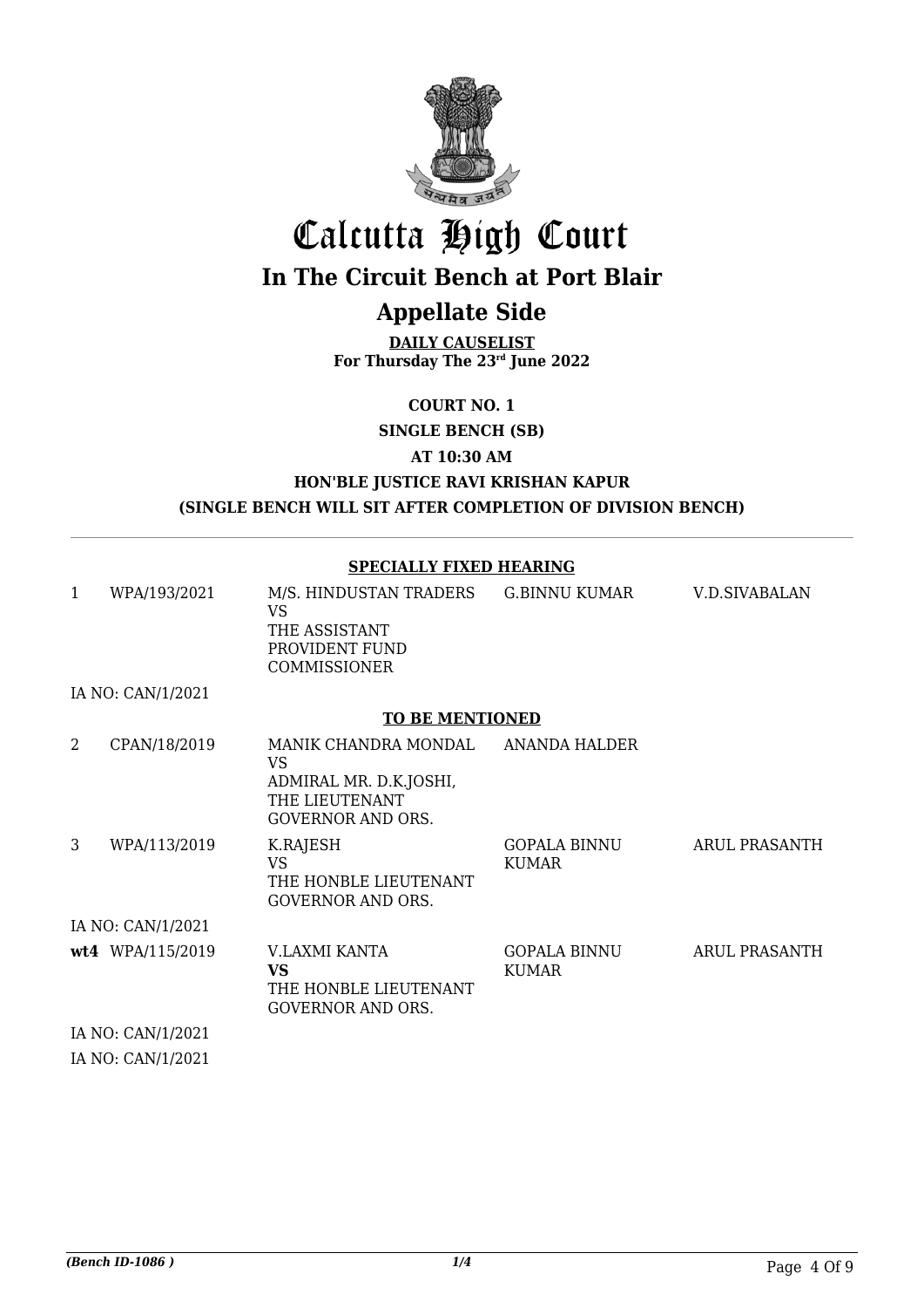# Calcutta High Court

## In The Circuit Bench at Port Blair

## Appellate Side

**DAILY CAUSELIST**
**For Thursday The 23rd June 2022**

**COURT NO. 1**

**SINGLE BENCH (SB)**

**AT 10:30 AM**

**HON'BLE JUSTICE RAVI KRISHAN KAPUR**

**(SINGLE BENCH WILL SIT AFTER COMPLETION OF DIVISION BENCH)**

---

**SPECIALLY FIXED HEARING**

| | | | | |
|---|---|---|---|---|
| 1 | WPA/193/2021 | M/S. HINDUSTAN TRADERS VS THE ASSISTANT PROVIDENT FUND COMMISSIONER | G.BINNU KUMAR | V.D.SIVABALAN |
| | IA NO: CAN/1/2021 | | | |

**TO BE MENTIONED**

| | | | | |
|---|---|---|---|---|
| 2 | CPAN/18/2019 | MANIK CHANDRA MONDAL VS ADMIRAL MR. D.K.JOSHI, THE LIEUTENANT GOVERNOR AND ORS. | ANANDA HALDER | |
| 3 | WPA/113/2019 | K.RAJESH VS THE HONBLE LIEUTENANT GOVERNOR AND ORS. | GOPALA BINNU KUMAR | ARUL PRASANTH |
| | IA NO: CAN/1/2021 | | | |
| **wt4** | WPA/115/2019 | V.LAXMI KANTA **VS** THE HONBLE LIEUTENANT GOVERNOR AND ORS. | GOPALA BINNU KUMAR | ARUL PRASANTH |
| | IA NO: CAN/1/2021 | | | |
| | IA NO: CAN/1/2021 | | | |

*(Bench ID-1086 )* 1/4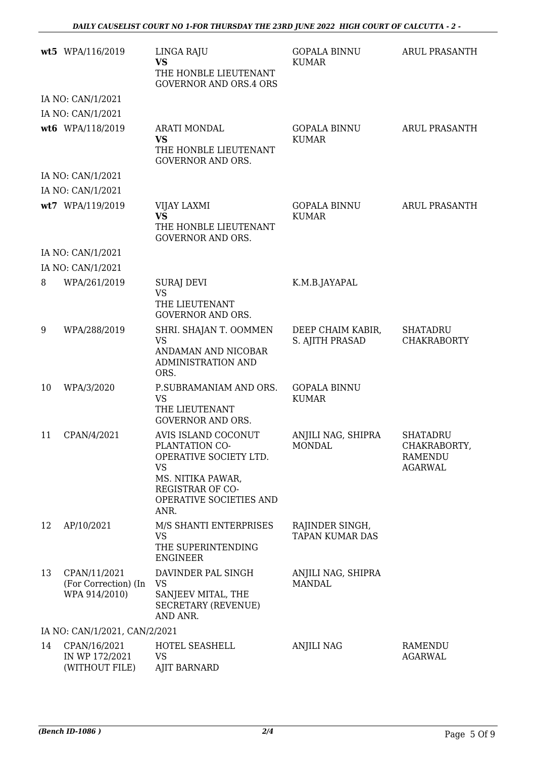| | | | | |
|---|---|---|---|---|
| **wt5** | WPA/116/2019 | LINGA RAJU<br>**VS**<br>THE HONBLE LIEUTENANT GOVERNOR AND ORS.4 ORS | GOPALA BINNU KUMAR | ARUL PRASANTH |
| | IA NO: CAN/1/2021 | | | |
| | IA NO: CAN/1/2021 | | | |
| **wt6** | WPA/118/2019 | ARATI MONDAL<br>**VS**<br>THE HONBLE LIEUTENANT GOVERNOR AND ORS. | GOPALA BINNU KUMAR | ARUL PRASANTH |
| | IA NO: CAN/1/2021 | | | |
| | IA NO: CAN/1/2021 | | | |
| **wt7** | WPA/119/2019 | VIJAY LAXMI<br>**VS**<br>THE HONBLE LIEUTENANT GOVERNOR AND ORS. | GOPALA BINNU KUMAR | ARUL PRASANTH |
| | IA NO: CAN/1/2021 | | | |
| | IA NO: CAN/1/2021 | | | |
| 8 | WPA/261/2019 | SURAJ DEVI<br>VS<br>THE LIEUTENANT GOVERNOR AND ORS. | K.M.B.JAYAPAL | |
| 9 | WPA/288/2019 | SHRI. SHAJAN T. OOMMEN<br>VS<br>ANDAMAN AND NICOBAR ADMINISTRATION AND ORS. | DEEP CHAIM KABIR, S. AJITH PRASAD | SHATADRU CHAKRABORTY |
| 10 | WPA/3/2020 | P.SUBRAMANIAM AND ORS.<br>VS<br>THE LIEUTENANT GOVERNOR AND ORS. | GOPALA BINNU KUMAR | |
| 11 | CPAN/4/2021 | AVIS ISLAND COCONUT PLANTATION CO-OPERATIVE SOCIETY LTD.<br>VS<br>MS. NITIKA PAWAR, REGISTRAR OF CO-OPERATIVE SOCIETIES AND ANR. | ANJILI NAG, SHIPRA MONDAL | SHATADRU CHAKRABORTY, RAMENDU AGARWAL |
| 12 | AP/10/2021 | M/S SHANTI ENTERPRISES<br>VS<br>THE SUPERINTENDING ENGINEER | RAJINDER SINGH, TAPAN KUMAR DAS | |
| 13 | CPAN/11/2021 (For Correction) (In WPA 914/2010) | DAVINDER PAL SINGH<br>VS<br>SANJEEV MITAL, THE SECRETARY (REVENUE) AND ANR. | ANJILI NAG, SHIPRA MANDAL | |
| | IA NO: CAN/1/2021, CAN/2/2021 | | | |
| 14 | CPAN/16/2021 IN WP 172/2021 (WITHOUT FILE) | HOTEL SEASHELL<br>VS<br>AJIT BARNARD | ANJILI NAG | RAMENDU AGARWAL |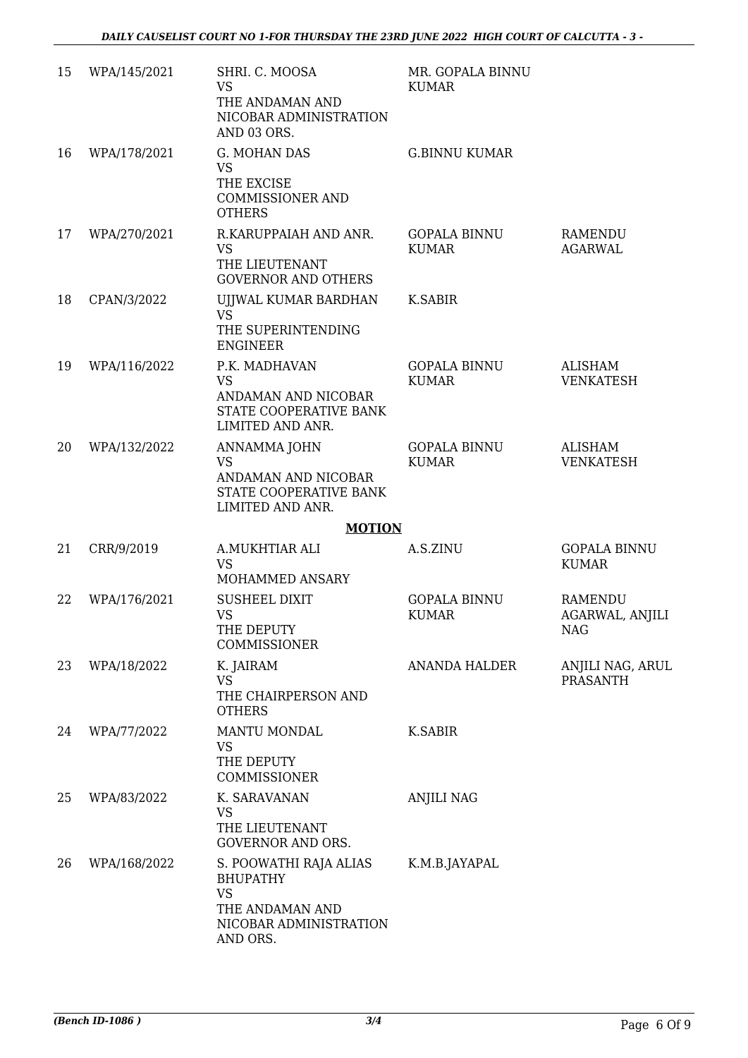| 15 | WPA/145/2021 | SHRI. C. MOOSA<br>VS<br>THE ANDAMAN AND NICOBAR ADMINISTRATION AND 03 ORS. | MR. GOPALA BINNU KUMAR | |
|---|---|---|---|---|
| 16 | WPA/178/2021 | G. MOHAN DAS<br>VS<br>THE EXCISE COMMISSIONER AND OTHERS | G.BINNU KUMAR | |
| 17 | WPA/270/2021 | R.KARUPPAIAH AND ANR.<br>VS<br>THE LIEUTENANT GOVERNOR AND OTHERS | GOPALA BINNU KUMAR | RAMENDU AGARWAL |
| 18 | CPAN/3/2022 | UJJWAL KUMAR BARDHAN<br>VS<br>THE SUPERINTENDING ENGINEER | K.SABIR | |
| 19 | WPA/116/2022 | P.K. MADHAVAN<br>VS<br>ANDAMAN AND NICOBAR STATE COOPERATIVE BANK LIMITED AND ANR. | GOPALA BINNU KUMAR | ALISHAM VENKATESH |
| 20 | WPA/132/2022 | ANNAMMA JOHN<br>VS<br>ANDAMAN AND NICOBAR STATE COOPERATIVE BANK LIMITED AND ANR. | GOPALA BINNU KUMAR | ALISHAM VENKATESH |

**MOTION**

| 21 | CRR/9/2019 | A.MUKHTIAR ALI<br>VS<br>MOHAMMED ANSARY | A.S.ZINU | GOPALA BINNU KUMAR |
|---|---|---|---|---|
| 22 | WPA/176/2021 | SUSHEEL DIXIT<br>VS<br>THE DEPUTY COMMISSIONER | GOPALA BINNU KUMAR | RAMENDU AGARWAL, ANJILI NAG |
| 23 | WPA/18/2022 | K. JAIRAM<br>VS<br>THE CHAIRPERSON AND OTHERS | ANANDA HALDER | ANJILI NAG, ARUL PRASANTH |
| 24 | WPA/77/2022 | MANTU MONDAL<br>VS<br>THE DEPUTY COMMISSIONER | K.SABIR | |
| 25 | WPA/83/2022 | K. SARAVANAN<br>VS<br>THE LIEUTENANT GOVERNOR AND ORS. | ANJILI NAG | |
| 26 | WPA/168/2022 | S. POOWATHI RAJA ALIAS BHUPATHY<br>VS<br>THE ANDAMAN AND NICOBAR ADMINISTRATION AND ORS. | K.M.B.JAYAPAL | |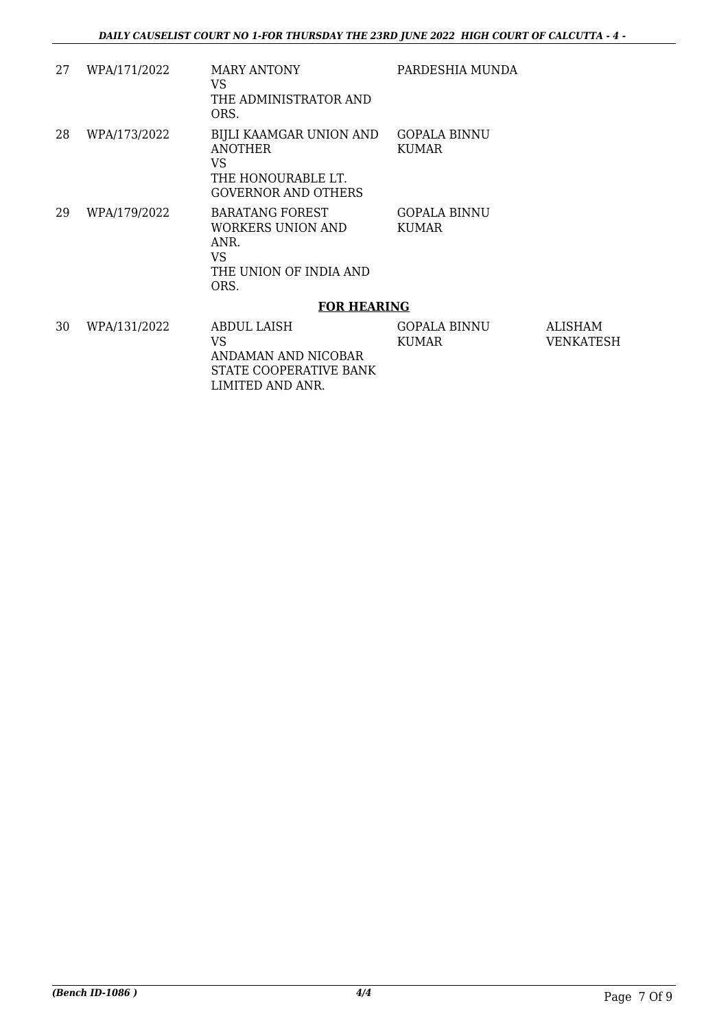| | | | | |
|---|---|---|---|---|
| 27 | WPA/171/2022 | MARY ANTONY<br>VS<br>THE ADMINISTRATOR AND ORS. | PARDESHIA MUNDA | |
| 28 | WPA/173/2022 | BIJLI KAAMGAR UNION AND ANOTHER<br>VS<br>THE HONOURABLE LT. GOVERNOR AND OTHERS | GOPALA BINNU KUMAR | |
| 29 | WPA/179/2022 | BARATANG FOREST WORKERS UNION AND ANR.<br>VS<br>THE UNION OF INDIA AND ORS. | GOPALA BINNU KUMAR | |

**FOR HEARING**

| | | | | |
|---|---|---|---|---|
| 30 | WPA/131/2022 | ABDUL LAISH<br>VS<br>ANDAMAN AND NICOBAR STATE COOPERATIVE BANK LIMITED AND ANR. | GOPALA BINNU KUMAR | ALISHAM VENKATESH |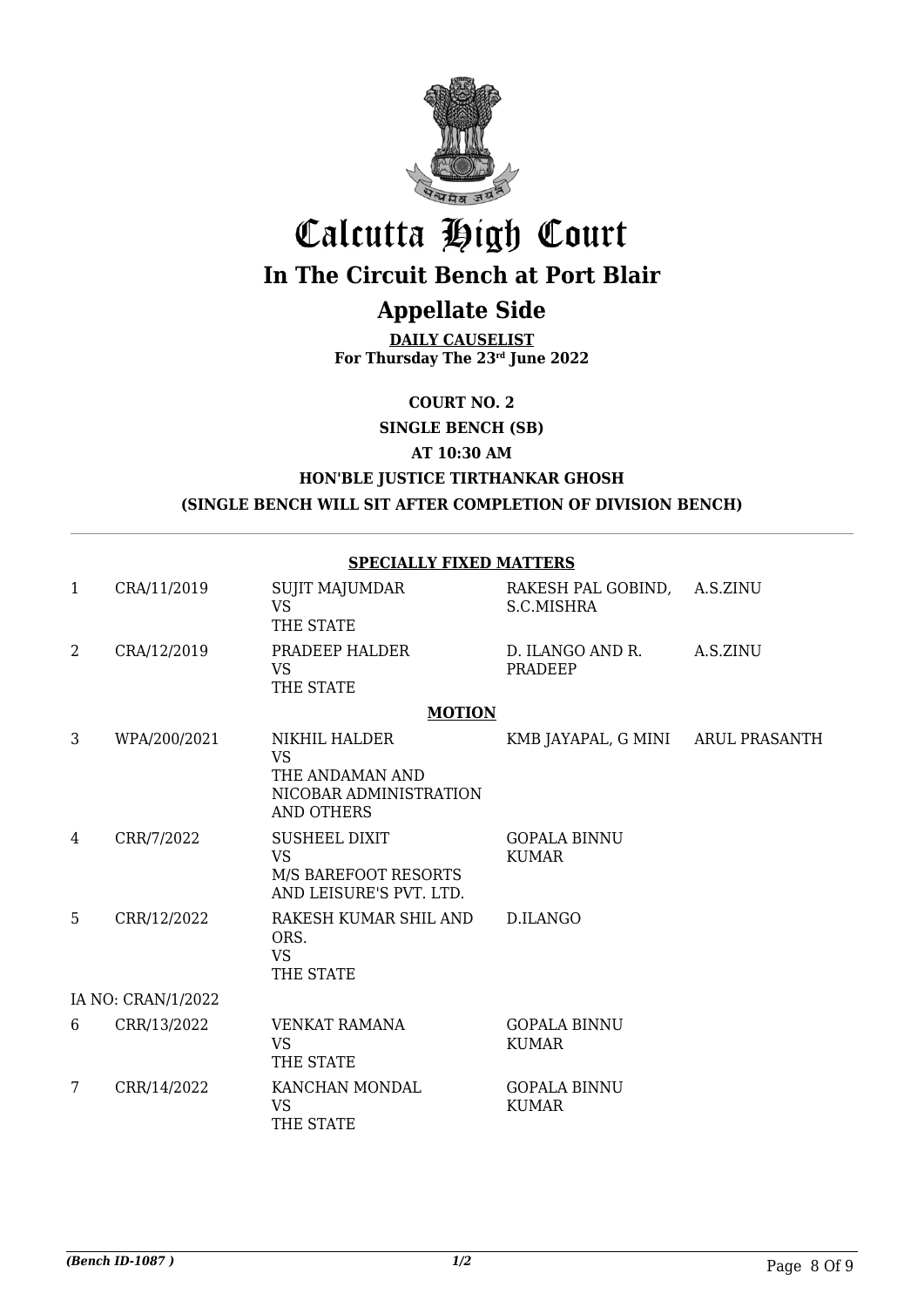# Calcutta High Court

## In The Circuit Bench at Port Blair

## Appellate Side

**DAILY CAUSELIST**
**For Thursday The 23rd June 2022**

**COURT NO. 2**

**SINGLE BENCH (SB)**

**AT 10:30 AM**

**HON'BLE JUSTICE TIRTHANKAR GHOSH**

**(SINGLE BENCH WILL SIT AFTER COMPLETION OF DIVISION BENCH)**

---

**SPECIALLY FIXED MATTERS**

| | | | | |
|---|---|---|---|---|
| 1 | CRA/11/2019 | SUJIT MAJUMDAR VS THE STATE | RAKESH PAL GOBIND, S.C.MISHRA | A.S.ZINU |
| 2 | CRA/12/2019 | PRADEEP HALDER VS THE STATE | D. ILANGO AND R. PRADEEP | A.S.ZINU |

**MOTION**

| | | | | |
|---|---|---|---|---|
| 3 | WPA/200/2021 | NIKHIL HALDER VS THE ANDAMAN AND NICOBAR ADMINISTRATION AND OTHERS | KMB JAYAPAL, G MINI | ARUL PRASANTH |
| 4 | CRR/7/2022 | SUSHEEL DIXIT VS M/S BAREFOOT RESORTS AND LEISURE'S PVT. LTD. | GOPALA BINNU KUMAR | |
| 5 | CRR/12/2022 | RAKESH KUMAR SHIL AND ORS. VS THE STATE | D.ILANGO | |
| IA NO: CRAN/1/2022 | | | | |
| 6 | CRR/13/2022 | VENKAT RAMANA VS THE STATE | GOPALA BINNU KUMAR | |
| 7 | CRR/14/2022 | KANCHAN MONDAL VS THE STATE | GOPALA BINNU KUMAR | |

*(Bench ID-1087 )*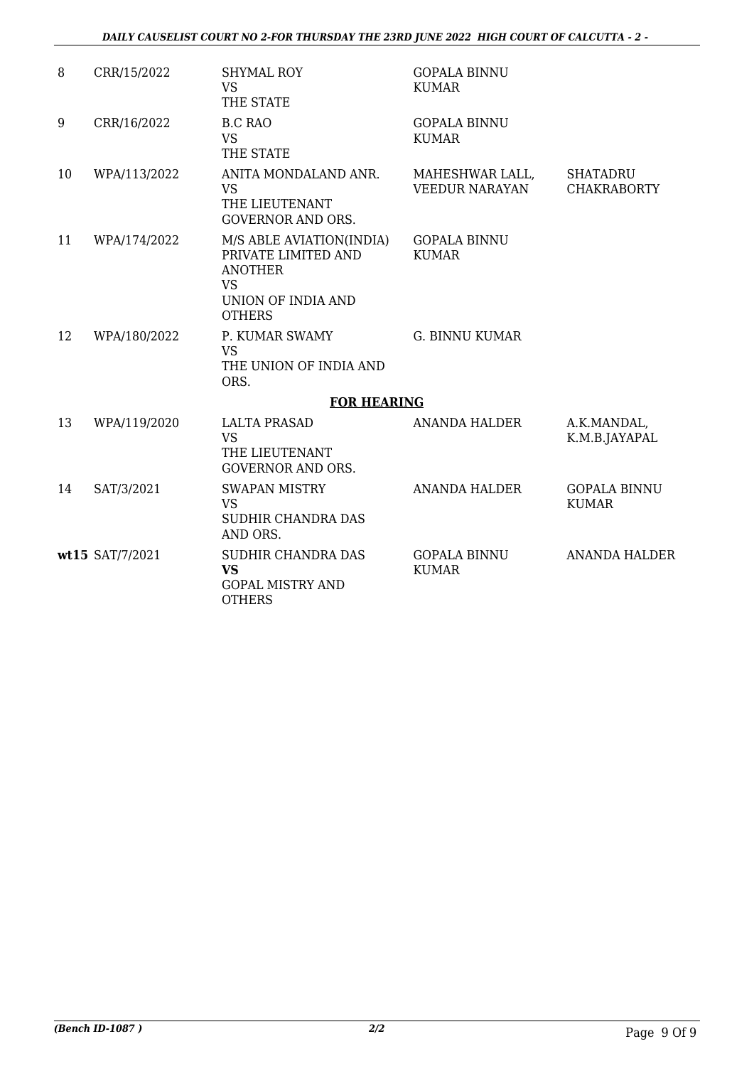| | | | | |
|---|---|---|---|---|
| 8 | CRR/15/2022 | SHYMAL ROY<br>VS<br>THE STATE | GOPALA BINNU KUMAR | |
| 9 | CRR/16/2022 | B.C RAO<br>VS<br>THE STATE | GOPALA BINNU KUMAR | |
| 10 | WPA/113/2022 | ANITA MONDALAND ANR.<br>VS<br>THE LIEUTENANT GOVERNOR AND ORS. | MAHESHWAR LALL, VEEDUR NARAYAN | SHATADRU CHAKRABORTY |
| 11 | WPA/174/2022 | M/S ABLE AVIATION(INDIA) PRIVATE LIMITED AND ANOTHER<br>VS<br>UNION OF INDIA AND OTHERS | GOPALA BINNU KUMAR | |
| 12 | WPA/180/2022 | P. KUMAR SWAMY<br>VS<br>THE UNION OF INDIA AND ORS. | G. BINNU KUMAR | |

**FOR HEARING**

| | | | | |
|---|---|---|---|---|
| 13 | WPA/119/2020 | LALTA PRASAD<br>VS<br>THE LIEUTENANT GOVERNOR AND ORS. | ANANDA HALDER | A.K.MANDAL, K.M.B.JAYAPAL |
| 14 | SAT/3/2021 | SWAPAN MISTRY<br>VS<br>SUDHIR CHANDRA DAS AND ORS. | ANANDA HALDER | GOPALA BINNU KUMAR |
| **wt15** | SAT/7/2021 | SUDHIR CHANDRA DAS<br>**VS**<br>GOPAL MISTRY AND OTHERS | GOPALA BINNU KUMAR | ANANDA HALDER |